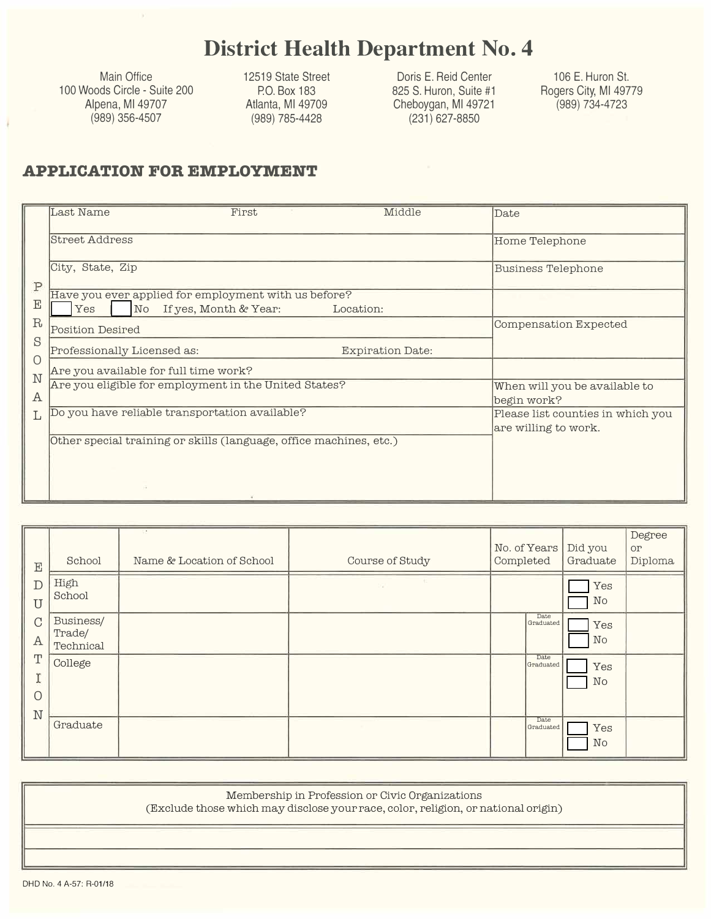# District Health Department No. 4

| Main Office | | | |
|---|---|---|---|
| 100 Woods Circle - Suite 200<br>Alpena, MI 49707<br>(989) 356-4507 | 12519 State Street<br>P.O. Box 183<br>Atlanta, MI 49709<br>(989) 785-4428 | Doris E. Reid Center<br>825 S. Huron, Suite #1<br>Cheboygan, MI 49721<br>(231) 627-8850 | 106 E. Huron St.<br>Rogers City, MI 49779<br>(989) 734-4723 |

## APPLICATION FOR EMPLOYMENT

**PERSONAL**

| | |
|---|---|
| Last Name &nbsp;&nbsp;&nbsp; First &nbsp;&nbsp;&nbsp; Middle | Date |
| Street Address | Home Telephone |
| City, State, Zip | Business Telephone |
| Have you ever applied for employment with us before?<br>☐ Yes ☐ No If yes, Month & Year: &nbsp;&nbsp;&nbsp; Location: | |
| Position Desired | Compensation Expected |
| Professionally Licensed as: &nbsp;&nbsp;&nbsp; Expiration Date: | |
| Are you available for full time work? | |
| Are you eligible for employment in the United States? | When will you be available to begin work? |
| Do you have reliable transportation available? | Please list counties in which you are willing to work. |
| Other special training or skills (language, office machines, etc.) | |

**EDUCATION**

| School | Name & Location of School | Course of Study | No. of Years Completed | Did you Graduate | Degree or Diploma |
|---|---|---|---|---|---|
| High School | | | | ☐ Yes<br>☐ No | |
| Business/ Trade/ Technical | | | Date Graduated | ☐ Yes<br>☐ No | |
| College | | | Date Graduated | ☐ Yes<br>☐ No | |
| Graduate | | | Date Graduated | ☐ Yes<br>☐ No | |

| Membership in Profession or Civic Organizations<br>(Exclude those which may disclose your race, color, religion, or national origin) |
|---|
| |
| |

DHD No. 4 A-57: R-01/18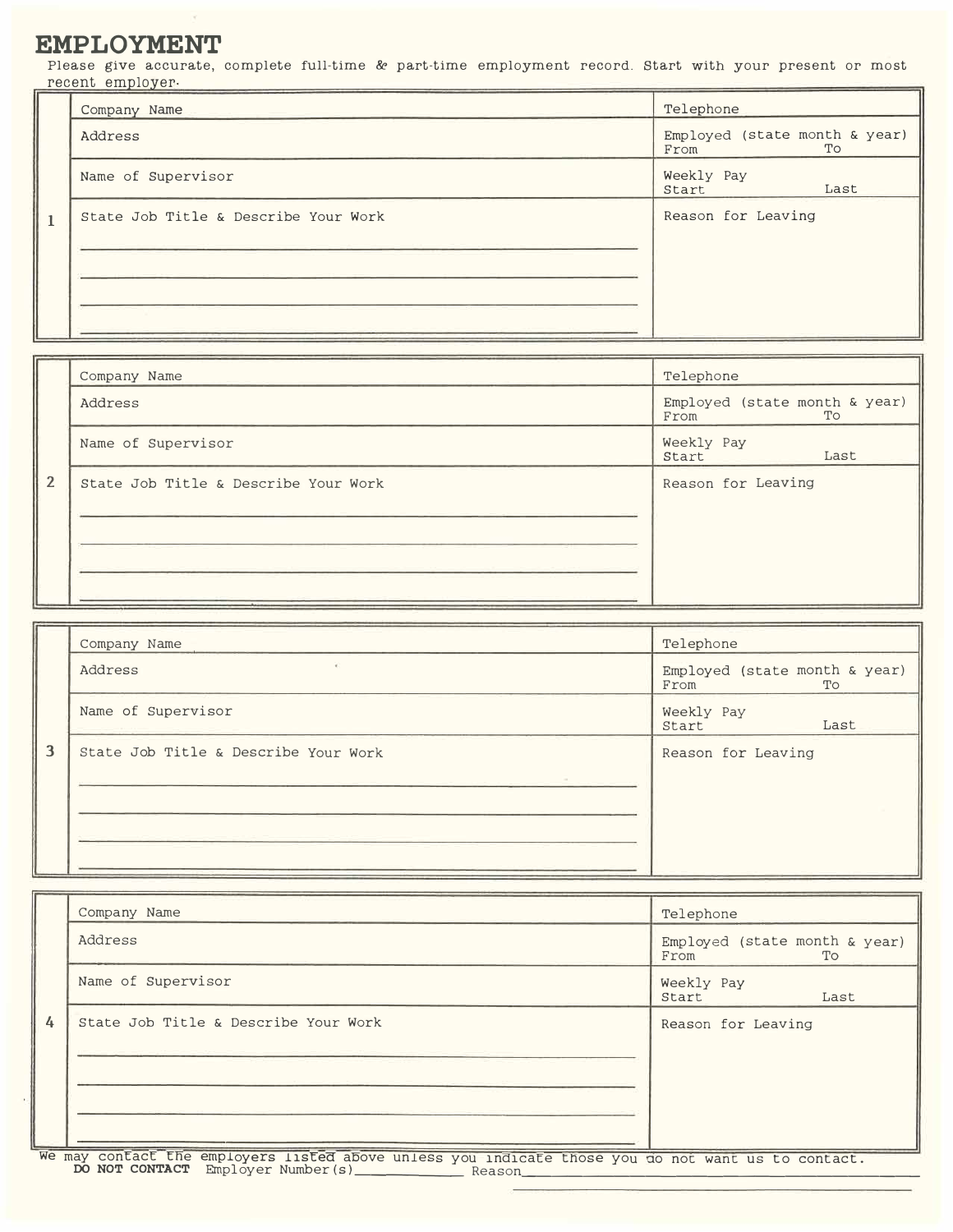# EMPLOYMENT

Please give accurate, complete full-time & part-time employment record. Start with your present or most recent employer.

| | | |
|---|---|---|
| 1 | Company Name | Telephone |
| | Address | Employed (state month & year) From To |
| | Name of Supervisor | Weekly Pay Start Last |
| | State Job Title & Describe Your Work | Reason for Leaving |

| | | |
|---|---|---|
| 2 | Company Name | Telephone |
| | Address | Employed (state month & year) From To |
| | Name of Supervisor | Weekly Pay Start Last |
| | State Job Title & Describe Your Work | Reason for Leaving |

| | | |
|---|---|---|
| 3 | Company Name | Telephone |
| | Address | Employed (state month & year) From To |
| | Name of Supervisor | Weekly Pay Start Last |
| | State Job Title & Describe Your Work | Reason for Leaving |

| | | |
|---|---|---|
| 4 | Company Name | Telephone |
| | Address | Employed (state month & year) From To |
| | Name of Supervisor | Weekly Pay Start Last |
| | State Job Title & Describe Your Work | Reason for Leaving |

We may contact the employers listed above unless you indicate those you do not want us to contact.

**DO NOT CONTACT** Employer Number(s)____________ Reason______________________________________________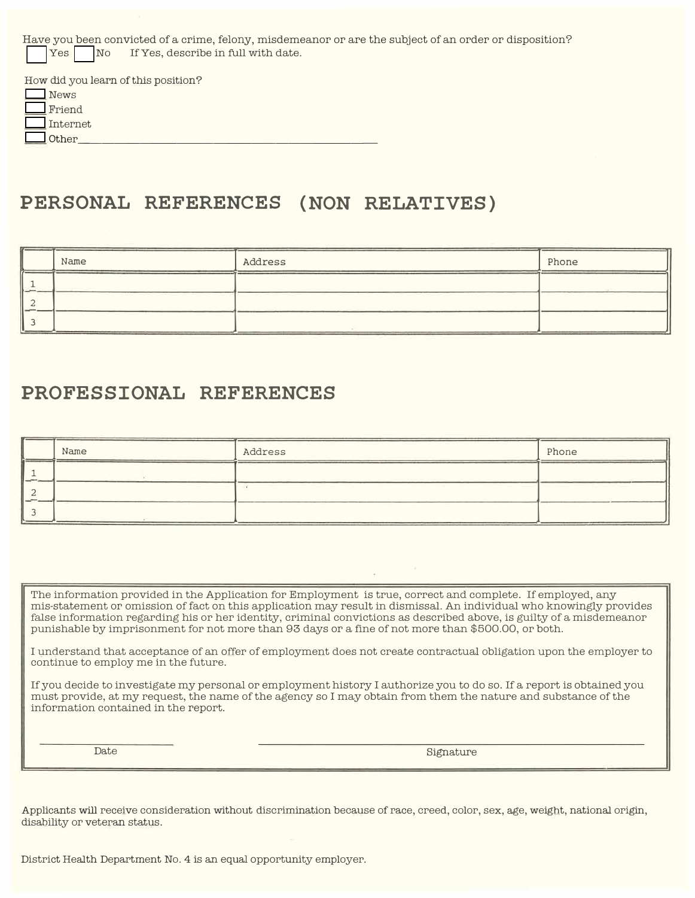Have you been convicted of a crime, felony, misdemeanor or are the subject of an order or disposition?

☐ Yes ☐ No If Yes, describe in full with date.

How did you learn of this position?

☐ News
☐ Friend
☐ Internet
☐ Other______________________________________________

## PERSONAL REFERENCES (NON RELATIVES)

| | Name | Address | Phone |
|---|---|---|---|
| 1 | | | |
| 2 | | | |
| 3 | | | |

## PROFESSIONAL REFERENCES

| | Name | Address | Phone |
|---|---|---|---|
| 1 | | | |
| 2 | | | |
| 3 | | | |

The information provided in the Application for Employment is true, correct and complete. If employed, any mis-statement or omission of fact on this application may result in dismissal. An individual who knowingly provides false information regarding his or her identity, criminal convictions as described above, is guilty of a misdemeanor punishable by imprisonment for not more than 93 days or a fine of not more than $500.00, or both.

I understand that acceptance of an offer of employment does not create contractual obligation upon the employer to continue to employ me in the future.

If you decide to investigate my personal or employment history I authorize you to do so. If a report is obtained you must provide, at my request, the name of the agency so I may obtain from them the nature and substance of the information contained in the report.

______________________ Date

______________________________________________ Signature

Applicants will receive consideration without discrimination because of race, creed, color, sex, age, weight, national origin, disability or veteran status.

District Health Department No. 4 is an equal opportunity employer.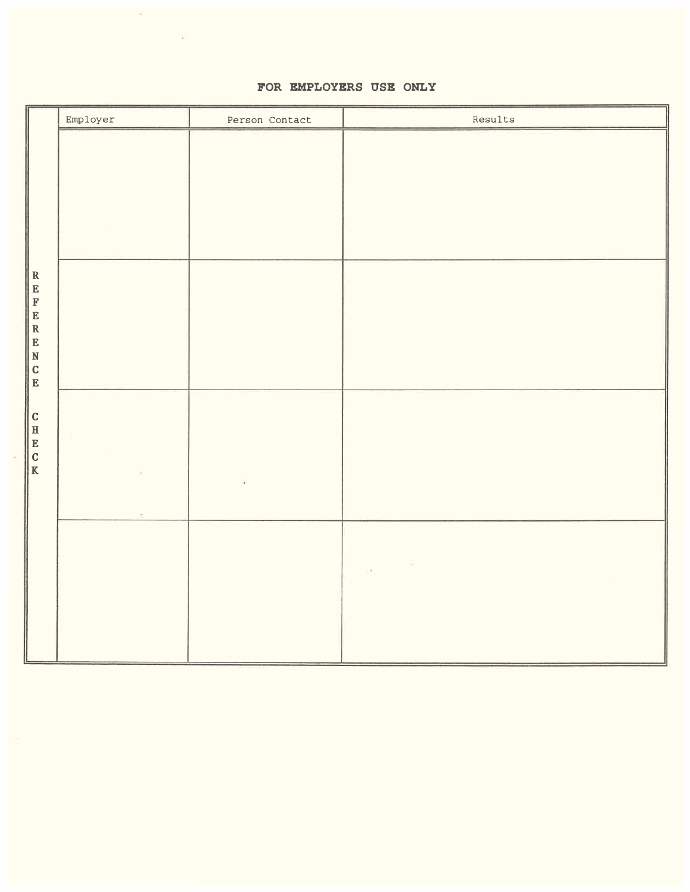## FOR EMPLOYERS USE ONLY

| REFERENCE CHECK | Employer | Person Contact | Results |
|---|---|---|---|
| | | | |
| | | | |
| | | | |
| | | | |